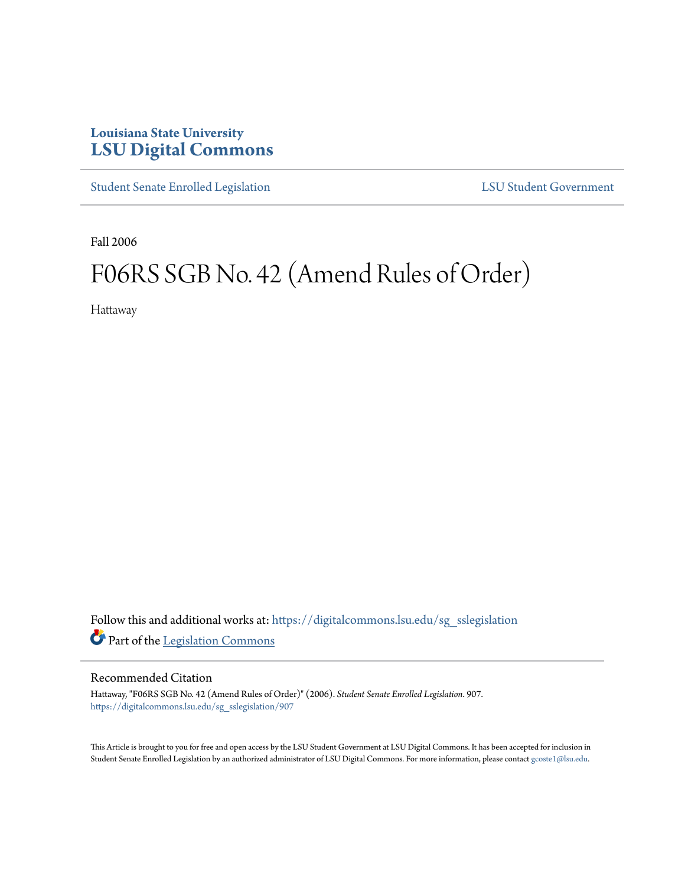Louisiana State University
**LSU Digital Commons**

Student Senate Enrolled Legislation | LSU Student Government

Fall 2006

# F06RS SGB No. 42 (Amend Rules of Order)

Hattaway

Follow this and additional works at: https://digitalcommons.lsu.edu/sg_sslegislation

Part of the Legislation Commons

## Recommended Citation

Hattaway, "F06RS SGB No. 42 (Amend Rules of Order)" (2006). *Student Senate Enrolled Legislation*. 907.
https://digitalcommons.lsu.edu/sg_sslegislation/907

This Article is brought to you for free and open access by the LSU Student Government at LSU Digital Commons. It has been accepted for inclusion in Student Senate Enrolled Legislation by an authorized administrator of LSU Digital Commons. For more information, please contact gcoste1@lsu.edu.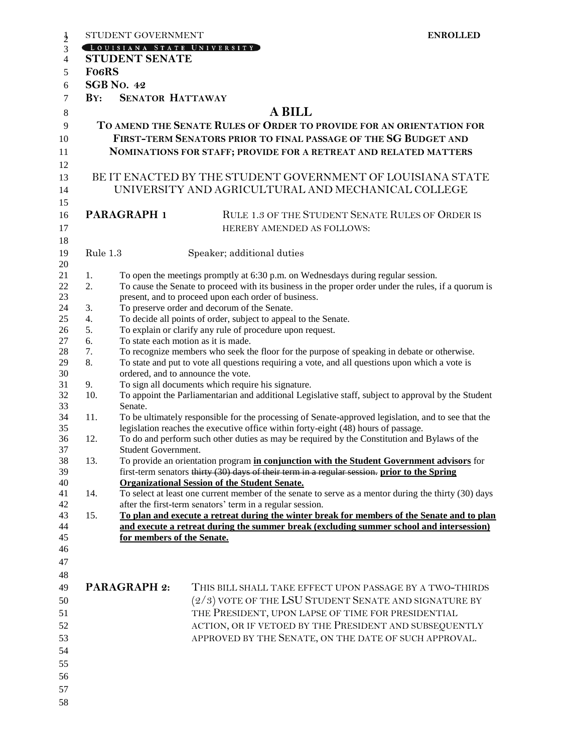STUDENT GOVERNMENT **ENROLLED**

LOUISIANA STATE UNIVERSITY

**STUDENT SENATE**

**F06RS**

**SGB NO. 42**

**BY: SENATOR HATTAWAY**

# A BILL

## TO AMEND THE SENATE RULES OF ORDER TO PROVIDE FOR AN ORIENTATION FOR FIRST-TERM SENATORS PRIOR TO FINAL PASSAGE OF THE SG BUDGET AND NOMINATIONS FOR STAFF; PROVIDE FOR A RETREAT AND RELATED MATTERS

BE IT ENACTED BY THE STUDENT GOVERNMENT OF LOUISIANA STATE UNIVERSITY AND AGRICULTURAL AND MECHANICAL COLLEGE

**PARAGRAPH 1** RULE 1.3 OF THE STUDENT SENATE RULES OF ORDER IS HEREBY AMENDED AS FOLLOWS:

Rule 1.3 Speaker; additional duties

1. To open the meetings promptly at 6:30 p.m. on Wednesdays during regular session.
2. To cause the Senate to proceed with its business in the proper order under the rules, if a quorum is present, and to proceed upon each order of business.
3. To preserve order and decorum of the Senate.
4. To decide all points of order, subject to appeal to the Senate.
5. To explain or clarify any rule of procedure upon request.
6. To state each motion as it is made.
7. To recognize members who seek the floor for the purpose of speaking in debate or otherwise.
8. To state and put to vote all questions requiring a vote, and all questions upon which a vote is ordered, and to announce the vote.
9. To sign all documents which require his signature.
10. To appoint the Parliamentarian and additional Legislative staff, subject to approval by the Student Senate.
11. To be ultimately responsible for the processing of Senate-approved legislation, and to see that the legislation reaches the executive office within forty-eight (48) hours of passage.
12. To do and perform such other duties as may be required by the Constitution and Bylaws of the Student Government.
13. To provide an orientation program **in conjunction with the Student Government advisors** for first-term senators ~~thirty (30) days of their term in a regular session.~~ **prior to the Spring Organizational Session of the Student Senate.**
14. To select at least one current member of the senate to serve as a mentor during the thirty (30) days after the first-term senators' term in a regular session.
15. **To plan and execute a retreat during the winter break for members of the Senate and to plan and execute a retreat during the summer break (excluding summer school and intersession) for members of the Senate.**

**PARAGRAPH 2:** THIS BILL SHALL TAKE EFFECT UPON PASSAGE BY A TWO-THIRDS (2/3) VOTE OF THE LSU STUDENT SENATE AND SIGNATURE BY THE PRESIDENT, UPON LAPSE OF TIME FOR PRESIDENTIAL ACTION, OR IF VETOED BY THE PRESIDENT AND SUBSEQUENTLY APPROVED BY THE SENATE, ON THE DATE OF SUCH APPROVAL.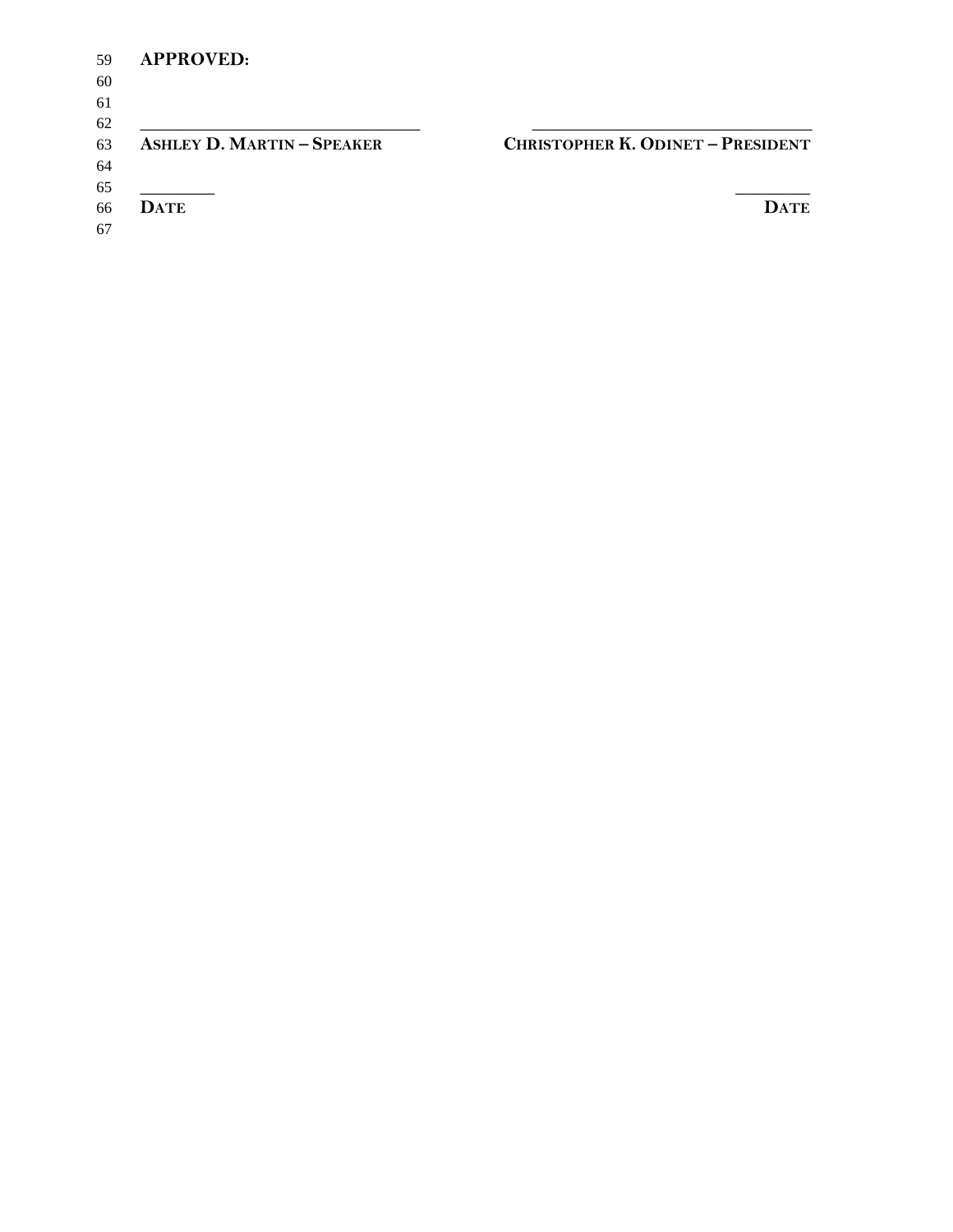**APPROVED:**

\_\_\_\_\_\_\_\_\_\_\_\_\_\_\_\_\_\_\_\_\_\_\_\_\_\_\_\_\_\_\_\_
**ASHLEY D. MARTIN – SPEAKER**

\_\_\_\_\_\_\_\_\_
**DATE**

\_\_\_\_\_\_\_\_\_\_\_\_\_\_\_\_\_\_\_\_\_\_\_\_\_\_\_\_\_\_\_\_
**CHRISTOPHER K. ODINET – PRESIDENT**

\_\_\_\_\_\_\_\_\_
**DATE**